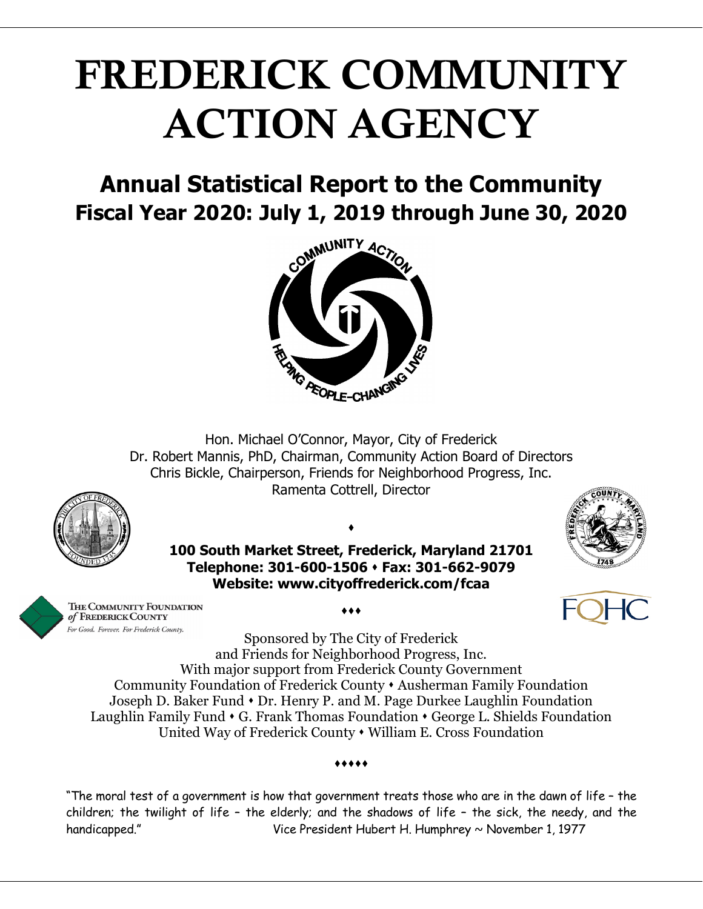# FREDERICK COMMUNITY ACTION AGENCY

## Annual Statistical Report to the Community
## Fiscal Year 2020: July 1, 2019 through June 30, 2020

Hon. Michael O'Connor, Mayor, City of Frederick
Dr. Robert Mannis, PhD, Chairman, Community Action Board of Directors
Chris Bickle, Chairperson, Friends for Neighborhood Progress, Inc.
Ramenta Cottrell, Director

♦

**100 South Market Street, Frederick, Maryland 21701**
**Telephone: 301-600-1506 ♦ Fax: 301-662-9079**
**Website: www.cityoffrederick.com/fcaa**

♦♦♦

Sponsored by The City of Frederick
and Friends for Neighborhood Progress, Inc.
With major support from Frederick County Government
Community Foundation of Frederick County ♦ Ausherman Family Foundation
Joseph D. Baker Fund ♦ Dr. Henry P. and M. Page Durkee Laughlin Foundation
Laughlin Family Fund ♦ G. Frank Thomas Foundation ♦ George L. Shields Foundation
United Way of Frederick County ♦ William E. Cross Foundation

♦♦♦♦♦

"The moral test of a government is how that government treats those who are in the dawn of life – the children; the twilight of life – the elderly; and the shadows of life – the sick, the needy, and the handicapped." Vice President Hubert H. Humphrey ~ November 1, 1977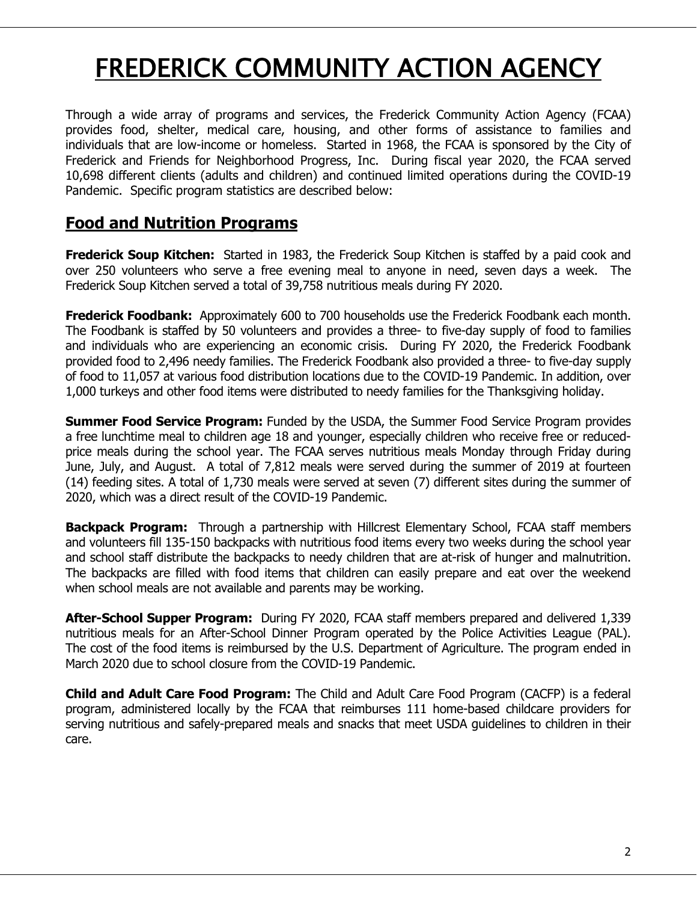# FREDERICK COMMUNITY ACTION AGENCY

Through a wide array of programs and services, the Frederick Community Action Agency (FCAA) provides food, shelter, medical care, housing, and other forms of assistance to families and individuals that are low-income or homeless. Started in 1968, the FCAA is sponsored by the City of Frederick and Friends for Neighborhood Progress, Inc. During fiscal year 2020, the FCAA served 10,698 different clients (adults and children) and continued limited operations during the COVID-19 Pandemic. Specific program statistics are described below:

## Food and Nutrition Programs

**Frederick Soup Kitchen:** Started in 1983, the Frederick Soup Kitchen is staffed by a paid cook and over 250 volunteers who serve a free evening meal to anyone in need, seven days a week. The Frederick Soup Kitchen served a total of 39,758 nutritious meals during FY 2020.

**Frederick Foodbank:** Approximately 600 to 700 households use the Frederick Foodbank each month. The Foodbank is staffed by 50 volunteers and provides a three- to five-day supply of food to families and individuals who are experiencing an economic crisis. During FY 2020, the Frederick Foodbank provided food to 2,496 needy families. The Frederick Foodbank also provided a three- to five-day supply of food to 11,057 at various food distribution locations due to the COVID-19 Pandemic. In addition, over 1,000 turkeys and other food items were distributed to needy families for the Thanksgiving holiday.

**Summer Food Service Program:** Funded by the USDA, the Summer Food Service Program provides a free lunchtime meal to children age 18 and younger, especially children who receive free or reduced-price meals during the school year. The FCAA serves nutritious meals Monday through Friday during June, July, and August. A total of 7,812 meals were served during the summer of 2019 at fourteen (14) feeding sites. A total of 1,730 meals were served at seven (7) different sites during the summer of 2020, which was a direct result of the COVID-19 Pandemic.

**Backpack Program:** Through a partnership with Hillcrest Elementary School, FCAA staff members and volunteers fill 135-150 backpacks with nutritious food items every two weeks during the school year and school staff distribute the backpacks to needy children that are at-risk of hunger and malnutrition. The backpacks are filled with food items that children can easily prepare and eat over the weekend when school meals are not available and parents may be working.

**After-School Supper Program:** During FY 2020, FCAA staff members prepared and delivered 1,339 nutritious meals for an After-School Dinner Program operated by the Police Activities League (PAL). The cost of the food items is reimbursed by the U.S. Department of Agriculture. The program ended in March 2020 due to school closure from the COVID-19 Pandemic.

**Child and Adult Care Food Program:** The Child and Adult Care Food Program (CACFP) is a federal program, administered locally by the FCAA that reimburses 111 home-based childcare providers for serving nutritious and safely-prepared meals and snacks that meet USDA guidelines to children in their care.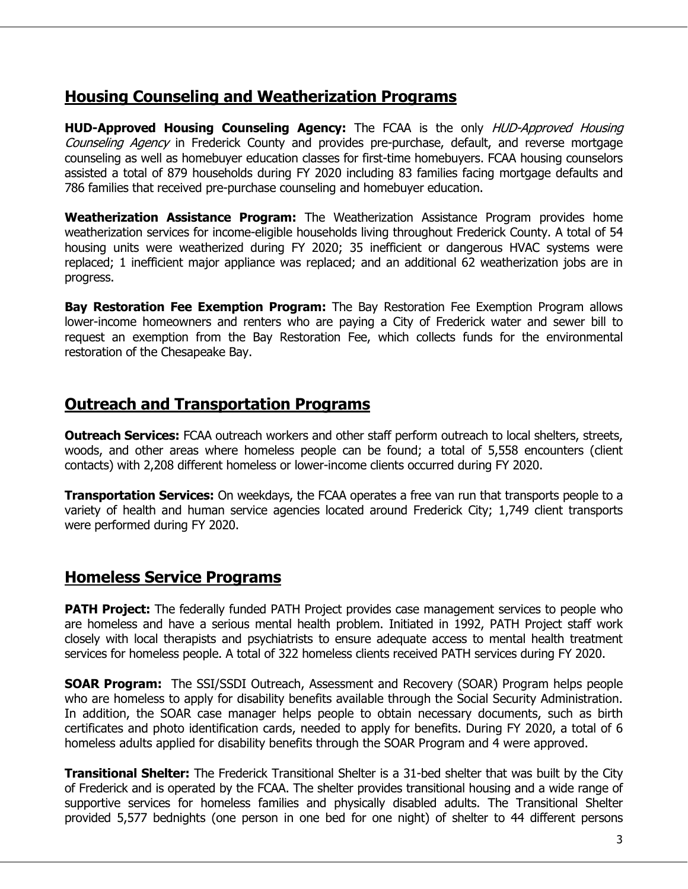## Housing Counseling and Weatherization Programs

**HUD-Approved Housing Counseling Agency:** The FCAA is the only *HUD-Approved Housing Counseling Agency* in Frederick County and provides pre-purchase, default, and reverse mortgage counseling as well as homebuyer education classes for first-time homebuyers. FCAA housing counselors assisted a total of 879 households during FY 2020 including 83 families facing mortgage defaults and 786 families that received pre-purchase counseling and homebuyer education.

**Weatherization Assistance Program:** The Weatherization Assistance Program provides home weatherization services for income-eligible households living throughout Frederick County. A total of 54 housing units were weatherized during FY 2020; 35 inefficient or dangerous HVAC systems were replaced; 1 inefficient major appliance was replaced; and an additional 62 weatherization jobs are in progress.

**Bay Restoration Fee Exemption Program:** The Bay Restoration Fee Exemption Program allows lower-income homeowners and renters who are paying a City of Frederick water and sewer bill to request an exemption from the Bay Restoration Fee, which collects funds for the environmental restoration of the Chesapeake Bay.

## Outreach and Transportation Programs

**Outreach Services:** FCAA outreach workers and other staff perform outreach to local shelters, streets, woods, and other areas where homeless people can be found; a total of 5,558 encounters (client contacts) with 2,208 different homeless or lower-income clients occurred during FY 2020.

**Transportation Services:** On weekdays, the FCAA operates a free van run that transports people to a variety of health and human service agencies located around Frederick City; 1,749 client transports were performed during FY 2020.

## Homeless Service Programs

**PATH Project:** The federally funded PATH Project provides case management services to people who are homeless and have a serious mental health problem. Initiated in 1992, PATH Project staff work closely with local therapists and psychiatrists to ensure adequate access to mental health treatment services for homeless people. A total of 322 homeless clients received PATH services during FY 2020.

**SOAR Program:** The SSI/SSDI Outreach, Assessment and Recovery (SOAR) Program helps people who are homeless to apply for disability benefits available through the Social Security Administration. In addition, the SOAR case manager helps people to obtain necessary documents, such as birth certificates and photo identification cards, needed to apply for benefits. During FY 2020, a total of 6 homeless adults applied for disability benefits through the SOAR Program and 4 were approved.

**Transitional Shelter:** The Frederick Transitional Shelter is a 31-bed shelter that was built by the City of Frederick and is operated by the FCAA. The shelter provides transitional housing and a wide range of supportive services for homeless families and physically disabled adults. The Transitional Shelter provided 5,577 bednights (one person in one bed for one night) of shelter to 44 different persons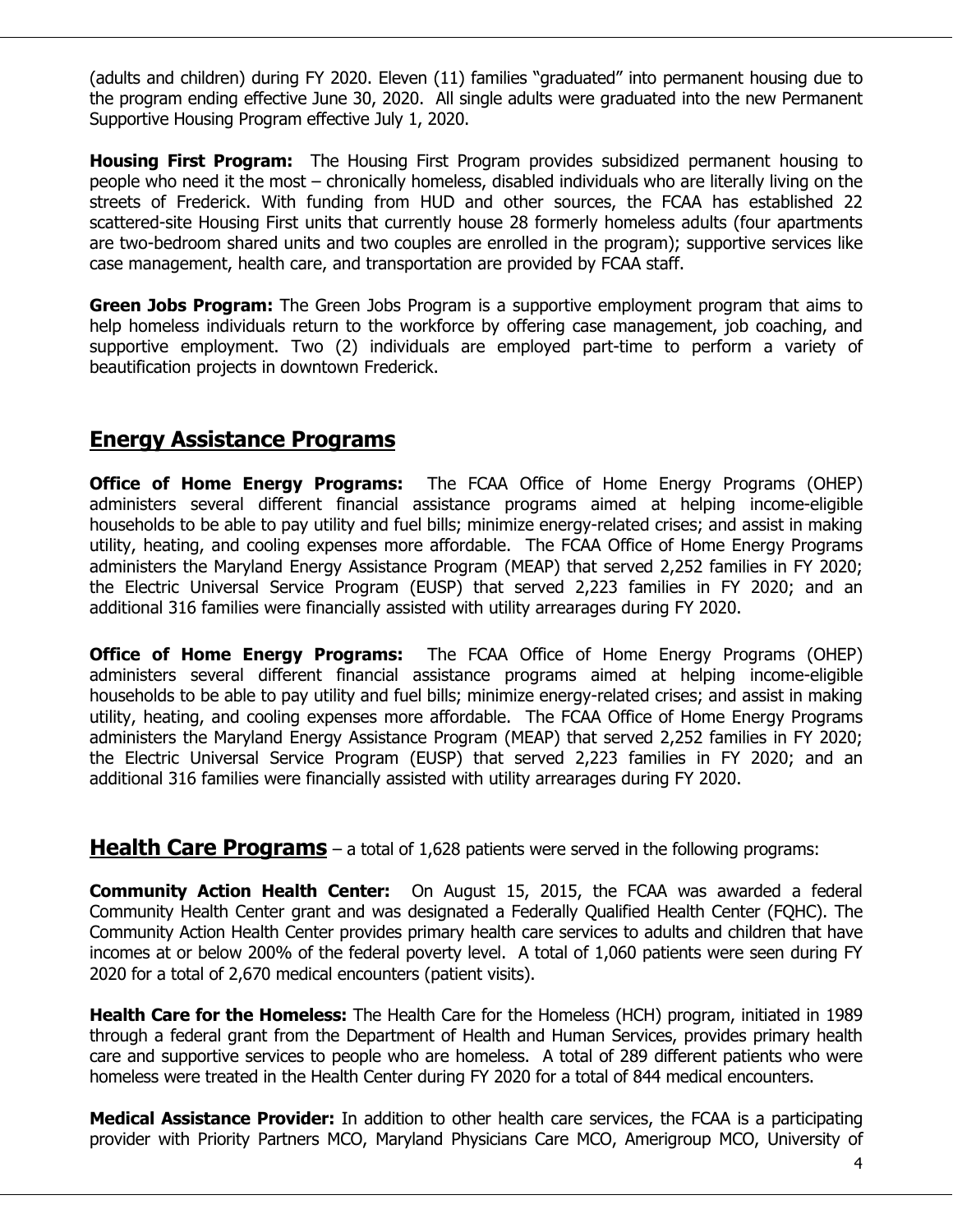(adults and children) during FY 2020. Eleven (11) families "graduated" into permanent housing due to the program ending effective June 30, 2020. All single adults were graduated into the new Permanent Supportive Housing Program effective July 1, 2020.

**Housing First Program:** The Housing First Program provides subsidized permanent housing to people who need it the most – chronically homeless, disabled individuals who are literally living on the streets of Frederick. With funding from HUD and other sources, the FCAA has established 22 scattered-site Housing First units that currently house 28 formerly homeless adults (four apartments are two-bedroom shared units and two couples are enrolled in the program); supportive services like case management, health care, and transportation are provided by FCAA staff.

**Green Jobs Program:** The Green Jobs Program is a supportive employment program that aims to help homeless individuals return to the workforce by offering case management, job coaching, and supportive employment. Two (2) individuals are employed part-time to perform a variety of beautification projects in downtown Frederick.

## Energy Assistance Programs

**Office of Home Energy Programs:** The FCAA Office of Home Energy Programs (OHEP) administers several different financial assistance programs aimed at helping income-eligible households to be able to pay utility and fuel bills; minimize energy-related crises; and assist in making utility, heating, and cooling expenses more affordable. The FCAA Office of Home Energy Programs administers the Maryland Energy Assistance Program (MEAP) that served 2,252 families in FY 2020; the Electric Universal Service Program (EUSP) that served 2,223 families in FY 2020; and an additional 316 families were financially assisted with utility arrearages during FY 2020.

**Office of Home Energy Programs:** The FCAA Office of Home Energy Programs (OHEP) administers several different financial assistance programs aimed at helping income-eligible households to be able to pay utility and fuel bills; minimize energy-related crises; and assist in making utility, heating, and cooling expenses more affordable. The FCAA Office of Home Energy Programs administers the Maryland Energy Assistance Program (MEAP) that served 2,252 families in FY 2020; the Electric Universal Service Program (EUSP) that served 2,223 families in FY 2020; and an additional 316 families were financially assisted with utility arrearages during FY 2020.

## Health Care Programs – a total of 1,628 patients were served in the following programs:

**Community Action Health Center:** On August 15, 2015, the FCAA was awarded a federal Community Health Center grant and was designated a Federally Qualified Health Center (FQHC). The Community Action Health Center provides primary health care services to adults and children that have incomes at or below 200% of the federal poverty level. A total of 1,060 patients were seen during FY 2020 for a total of 2,670 medical encounters (patient visits).

**Health Care for the Homeless:** The Health Care for the Homeless (HCH) program, initiated in 1989 through a federal grant from the Department of Health and Human Services, provides primary health care and supportive services to people who are homeless. A total of 289 different patients who were homeless were treated in the Health Center during FY 2020 for a total of 844 medical encounters.

**Medical Assistance Provider:** In addition to other health care services, the FCAA is a participating provider with Priority Partners MCO, Maryland Physicians Care MCO, Amerigroup MCO, University of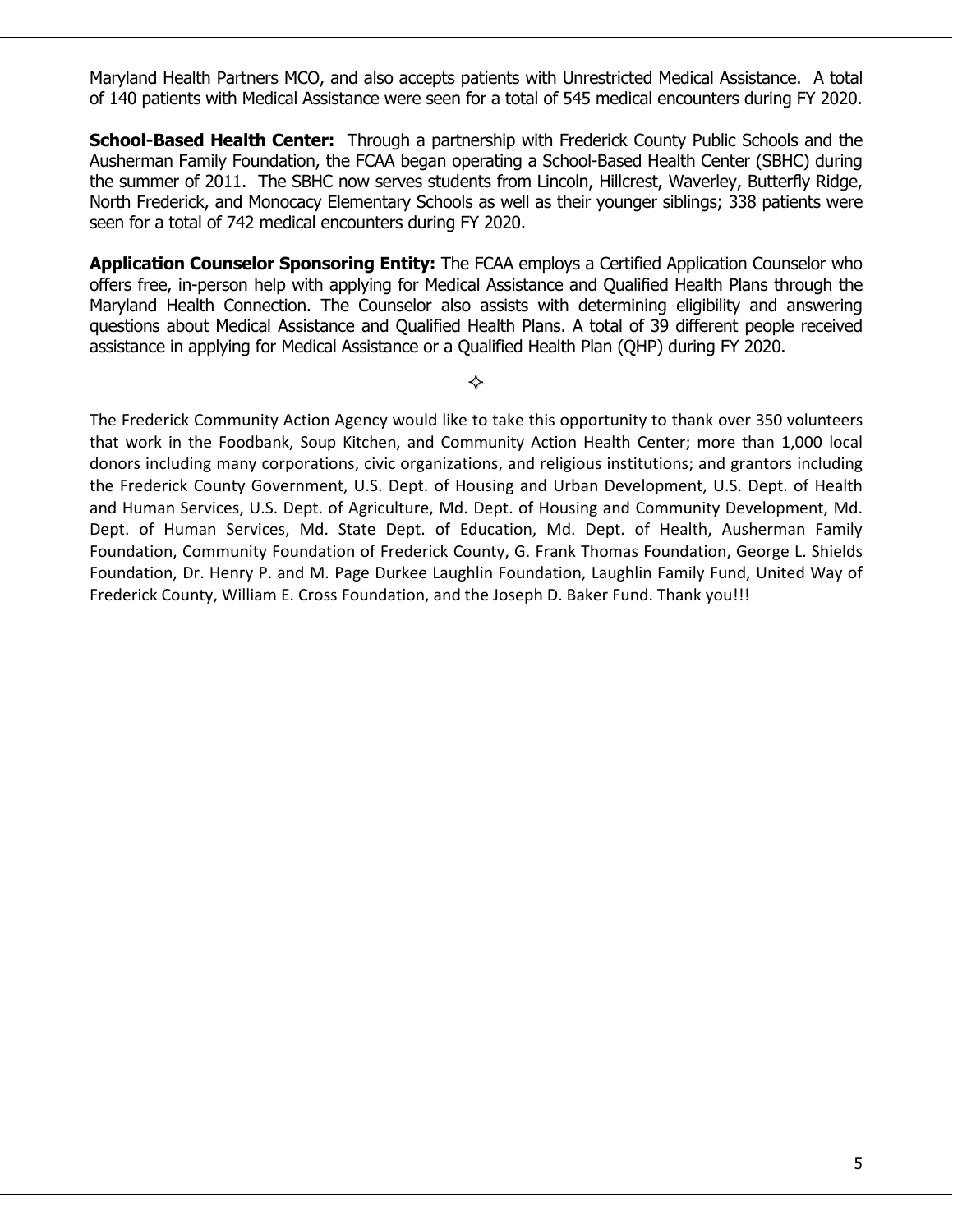Maryland Health Partners MCO, and also accepts patients with Unrestricted Medical Assistance. A total of 140 patients with Medical Assistance were seen for a total of 545 medical encounters during FY 2020.

**School-Based Health Center:** Through a partnership with Frederick County Public Schools and the Ausherman Family Foundation, the FCAA began operating a School-Based Health Center (SBHC) during the summer of 2011. The SBHC now serves students from Lincoln, Hillcrest, Waverley, Butterfly Ridge, North Frederick, and Monocacy Elementary Schools as well as their younger siblings; 338 patients were seen for a total of 742 medical encounters during FY 2020.

**Application Counselor Sponsoring Entity:** The FCAA employs a Certified Application Counselor who offers free, in-person help with applying for Medical Assistance and Qualified Health Plans through the Maryland Health Connection. The Counselor also assists with determining eligibility and answering questions about Medical Assistance and Qualified Health Plans. A total of 39 different people received assistance in applying for Medical Assistance or a Qualified Health Plan (QHP) during FY 2020.

✧

The Frederick Community Action Agency would like to take this opportunity to thank over 350 volunteers that work in the Foodbank, Soup Kitchen, and Community Action Health Center; more than 1,000 local donors including many corporations, civic organizations, and religious institutions; and grantors including the Frederick County Government, U.S. Dept. of Housing and Urban Development, U.S. Dept. of Health and Human Services, U.S. Dept. of Agriculture, Md. Dept. of Housing and Community Development, Md. Dept. of Human Services, Md. State Dept. of Education, Md. Dept. of Health, Ausherman Family Foundation, Community Foundation of Frederick County, G. Frank Thomas Foundation, George L. Shields Foundation, Dr. Henry P. and M. Page Durkee Laughlin Foundation, Laughlin Family Fund, United Way of Frederick County, William E. Cross Foundation, and the Joseph D. Baker Fund. Thank you!!!